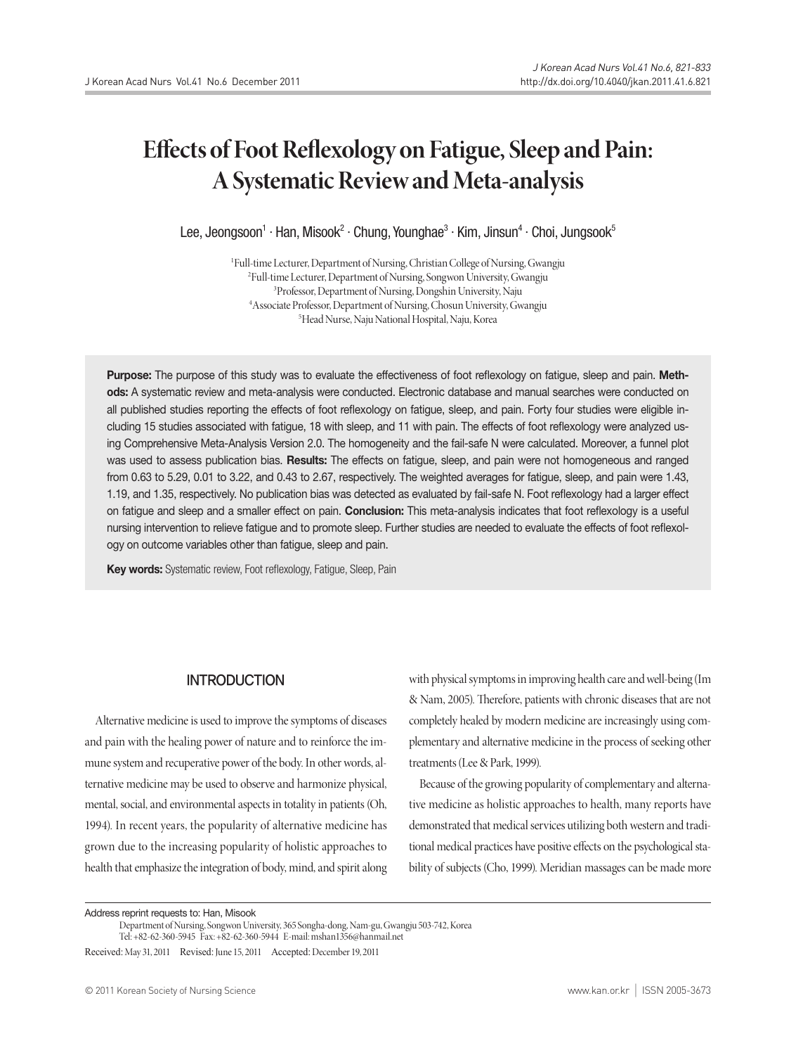# Effects of Foot Reflexology on Fatigue, Sleep and Pain: A Systematic Review and Meta-analysis

Lee, Jeongsoon[1] · Han, Misook[2] · Chung, Younghae[3] · Kim, Jinsun[4] · Choi, Jungsook[5]

[1]Full-time Lecturer, Department of Nursing, Christian College of Nursing, Gwangju
[2]Full-time Lecturer, Department of Nursing, Songwon University, Gwangju
[3]Professor, Department of Nursing, Dongshin University, Naju
[4]Associate Professor, Department of Nursing, Chosun University, Gwangju
[5]Head Nurse, Naju National Hospital, Naju, Korea

**Purpose:** The purpose of this study was to evaluate the effectiveness of foot reflexology on fatigue, sleep and pain. **Methods:** A systematic review and meta-analysis were conducted. Electronic database and manual searches were conducted on all published studies reporting the effects of foot reflexology on fatigue, sleep, and pain. Forty four studies were eligible including 15 studies associated with fatigue, 18 with sleep, and 11 with pain. The effects of foot reflexology were analyzed using Comprehensive Meta-Analysis Version 2.0. The homogeneity and the fail-safe N were calculated. Moreover, a funnel plot was used to assess publication bias. **Results:** The effects on fatigue, sleep, and pain were not homogeneous and ranged from 0.63 to 5.29, 0.01 to 3.22, and 0.43 to 2.67, respectively. The weighted averages for fatigue, sleep, and pain were 1.43, 1.19, and 1.35, respectively. No publication bias was detected as evaluated by fail-safe N. Foot reflexology had a larger effect on fatigue and sleep and a smaller effect on pain. **Conclusion:** This meta-analysis indicates that foot reflexology is a useful nursing intervention to relieve fatigue and to promote sleep. Further studies are needed to evaluate the effects of foot reflexology on outcome variables other than fatigue, sleep and pain.

**Key words:** Systematic review, Foot reflexology, Fatigue, Sleep, Pain

## INTRODUCTION

Alternative medicine is used to improve the symptoms of diseases and pain with the healing power of nature and to reinforce the immune system and recuperative power of the body. In other words, alternative medicine may be used to observe and harmonize physical, mental, social, and environmental aspects in totality in patients (Oh, 1994). In recent years, the popularity of alternative medicine has grown due to the increasing popularity of holistic approaches to health that emphasize the integration of body, mind, and spirit along with physical symptoms in improving health care and well-being (Im & Nam, 2005). Therefore, patients with chronic diseases that are not completely healed by modern medicine are increasingly using complementary and alternative medicine in the process of seeking other treatments (Lee & Park, 1999).

Because of the growing popularity of complementary and alternative medicine as holistic approaches to health, many reports have demonstrated that medical services utilizing both western and traditional medical practices have positive effects on the psychological stability of subjects (Cho, 1999). Meridian massages can be made more

Address reprint requests to: Han, Misook
Department of Nursing, Songwon University, 365 Songha-dong, Nam-gu, Gwangju 503-742, Korea
Tel: +82-62-360-5945 Fax: +82-62-360-5944 E-mail: mshan1356@hanmail.net

Received: May 31, 2011 Revised: June 15, 2011 Accepted: December 19, 2011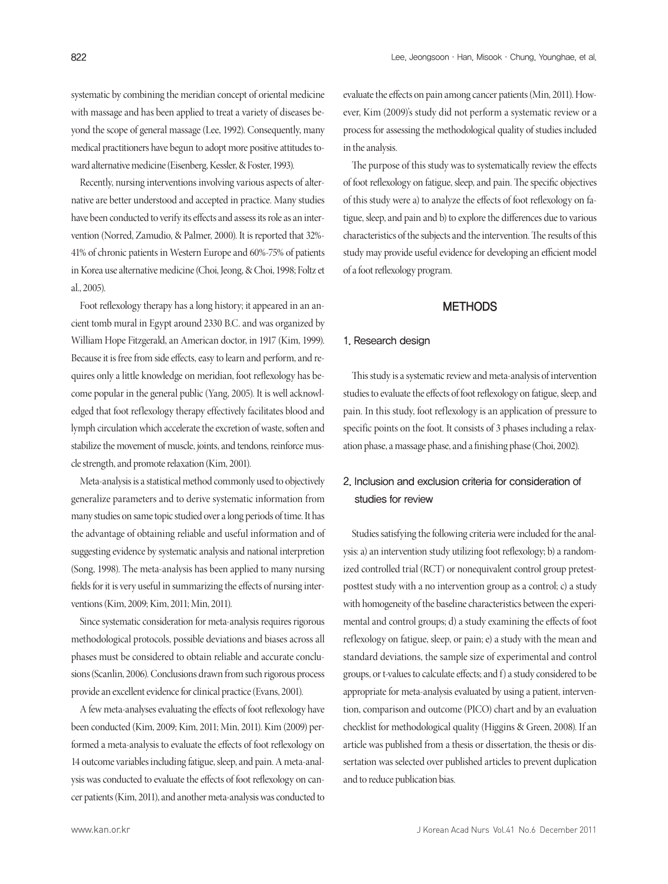systematic by combining the meridian concept of oriental medicine with massage and has been applied to treat a variety of diseases beyond the scope of general massage (Lee, 1992). Consequently, many medical practitioners have begun to adopt more positive attitudes toward alternative medicine (Eisenberg, Kessler, & Foster, 1993).

Recently, nursing interventions involving various aspects of alternative are better understood and accepted in practice. Many studies have been conducted to verify its effects and assess its role as an intervention (Norred, Zamudio, & Palmer, 2000). It is reported that 32%-41% of chronic patients in Western Europe and 60%-75% of patients in Korea use alternative medicine (Choi, Jeong, & Choi, 1998; Foltz et al., 2005).

Foot reflexology therapy has a long history; it appeared in an ancient tomb mural in Egypt around 2330 B.C. and was organized by William Hope Fitzgerald, an American doctor, in 1917 (Kim, 1999). Because it is free from side effects, easy to learn and perform, and requires only a little knowledge on meridian, foot reflexology has become popular in the general public (Yang, 2005). It is well acknowledged that foot reflexology therapy effectively facilitates blood and lymph circulation which accelerate the excretion of waste, soften and stabilize the movement of muscle, joints, and tendons, reinforce muscle strength, and promote relaxation (Kim, 2001).

Meta-analysis is a statistical method commonly used to objectively generalize parameters and to derive systematic information from many studies on same topic studied over a long periods of time. It has the advantage of obtaining reliable and useful information and of suggesting evidence by systematic analysis and national interpretion (Song, 1998). The meta-analysis has been applied to many nursing fields for it is very useful in summarizing the effects of nursing interventions (Kim, 2009; Kim, 2011; Min, 2011).

Since systematic consideration for meta-analysis requires rigorous methodological protocols, possible deviations and biases across all phases must be considered to obtain reliable and accurate conclusions (Scanlin, 2006). Conclusions drawn from such rigorous process provide an excellent evidence for clinical practice (Evans, 2001).

A few meta-analyses evaluating the effects of foot reflexology have been conducted (Kim, 2009; Kim, 2011; Min, 2011). Kim (2009) performed a meta-analysis to evaluate the effects of foot reflexology on 14 outcome variables including fatigue, sleep, and pain. A meta-analysis was conducted to evaluate the effects of foot reflexology on cancer patients (Kim, 2011), and another meta-analysis was conducted to evaluate the effects on pain among cancer patients (Min, 2011). However, Kim (2009)'s study did not perform a systematic review or a process for assessing the methodological quality of studies included in the analysis.

The purpose of this study was to systematically review the effects of foot reflexology on fatigue, sleep, and pain. The specific objectives of this study were a) to analyze the effects of foot reflexology on fatigue, sleep, and pain and b) to explore the differences due to various characteristics of the subjects and the intervention. The results of this study may provide useful evidence for developing an efficient model of a foot reflexology program.

## METHODS

### 1. Research design

This study is a systematic review and meta-analysis of intervention studies to evaluate the effects of foot reflexology on fatigue, sleep, and pain. In this study, foot reflexology is an application of pressure to specific points on the foot. It consists of 3 phases including a relaxation phase, a massage phase, and a finishing phase (Choi, 2002).

### 2. Inclusion and exclusion criteria for consideration of studies for review

Studies satisfying the following criteria were included for the analysis: a) an intervention study utilizing foot reflexology; b) a randomized controlled trial (RCT) or nonequivalent control group pretest-posttest study with a no intervention group as a control; c) a study with homogeneity of the baseline characteristics between the experimental and control groups; d) a study examining the effects of foot reflexology on fatigue, sleep, or pain; e) a study with the mean and standard deviations, the sample size of experimental and control groups, or t-values to calculate effects; and f) a study considered to be appropriate for meta-analysis evaluated by using a patient, intervention, comparison and outcome (PICO) chart and by an evaluation checklist for methodological quality (Higgins & Green, 2008). If an article was published from a thesis or dissertation, the thesis or dissertation was selected over published articles to prevent duplication and to reduce publication bias.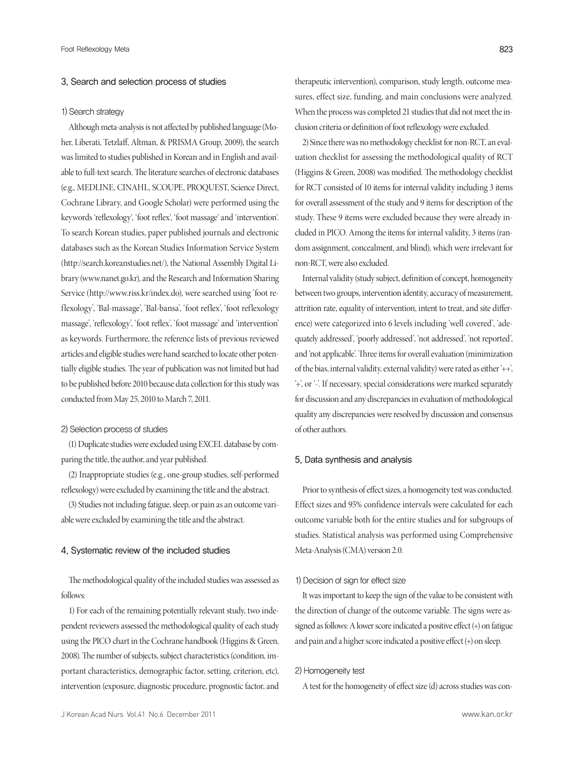### 3. Search and selection process of studies

#### 1) Search strategy

Although meta-analysis is not affected by published language (Moher, Liberati, Tetzlaff, Altman, & PRISMA Group, 2009), the search was limited to studies published in Korean and in English and available to full-text search. The literature searches of electronic databases (e.g., MEDLINE, CINAHL, SCOUPE, PROQUEST, Science Direct, Cochrane Library, and Google Scholar) were performed using the keywords 'reflexology', 'foot reflex', 'foot massage' and 'intervention'. To search Korean studies, paper published journals and electronic databases such as the Korean Studies Information Service System (http://search.koreanstudies.net/), the National Assembly Digital Library (www.nanet.go.kr), and the Research and Information Sharing Service (http://www.riss.kr/index.do), were searched using 'foot reflexology', 'Bal-massage', 'Bal-bansa', 'foot reflex', 'foot reflexology massage', 'reflexology', 'foot reflex', 'foot massage' and 'intervention' as keywords. Furthermore, the reference lists of previous reviewed articles and eligible studies were hand searched to locate other potentially eligible studies. The year of publication was not limited but had to be published before 2010 because data collection for this study was conducted from May 25, 2010 to March 7, 2011.

#### 2) Selection process of studies

(1) Duplicate studies were excluded using EXCEL database by comparing the title, the author, and year published.

(2) Inappropriate studies (e.g., one-group studies, self-performed reflexology) were excluded by examining the title and the abstract.

(3) Studies not including fatigue, sleep, or pain as an outcome variable were excluded by examining the title and the abstract.

### 4. Systematic review of the included studies

The methodological quality of the included studies was assessed as follows:

1) For each of the remaining potentially relevant study, two independent reviewers assessed the methodological quality of each study using the PICO chart in the Cochrane handbook (Higgins & Green, 2008). The number of subjects, subject characteristics (condition, important characteristics, demographic factor, setting, criterion, etc), intervention (exposure, diagnostic procedure, prognostic factor, and therapeutic intervention), comparison, study length, outcome measures, effect size, funding, and main conclusions were analyzed. When the process was completed 21 studies that did not meet the inclusion criteria or definition of foot reflexology were excluded.

2) Since there was no methodology checklist for non-RCT, an evaluation checklist for assessing the methodological quality of RCT (Higgins & Green, 2008) was modified. The methodology checklist for RCT consisted of 10 items for internal validity including 3 items for overall assessment of the study and 9 items for description of the study. These 9 items were excluded because they were already included in PICO. Among the items for internal validity, 3 items (random assignment, concealment, and blind), which were irrelevant for non-RCT, were also excluded.

Internal validity (study subject, definition of concept, homogeneity between two groups, intervention identity, accuracy of measurement, attrition rate, equality of intervention, intent to treat, and site difference) were categorized into 6 levels including 'well covered', 'adequately addressed', 'poorly addressed', 'not addressed', 'not reported', and 'not applicable'. Three items for overall evaluation (minimization of the bias, internal validity, external validity) were rated as either '++', '+', or '-'. If necessary, special considerations were marked separately for discussion and any discrepancies in evaluation of methodological quality any discrepancies were resolved by discussion and consensus of other authors.

### 5. Data synthesis and analysis

Prior to synthesis of effect sizes, a homogeneity test was conducted. Effect sizes and 95% confidence intervals were calculated for each outcome variable both for the entire studies and for subgroups of studies. Statistical analysis was performed using Comprehensive Meta-Analysis (CMA) version 2.0.

#### 1) Decision of sign for effect size

It was important to keep the sign of the value to be consistent with the direction of change of the outcome variable. The signs were assigned as follows: A lower score indicated a positive effect (+) on fatigue and pain and a higher score indicated a positive effect (+) on sleep.

#### 2) Homogeneity test

A test for the homogeneity of effect size (d) across studies was con-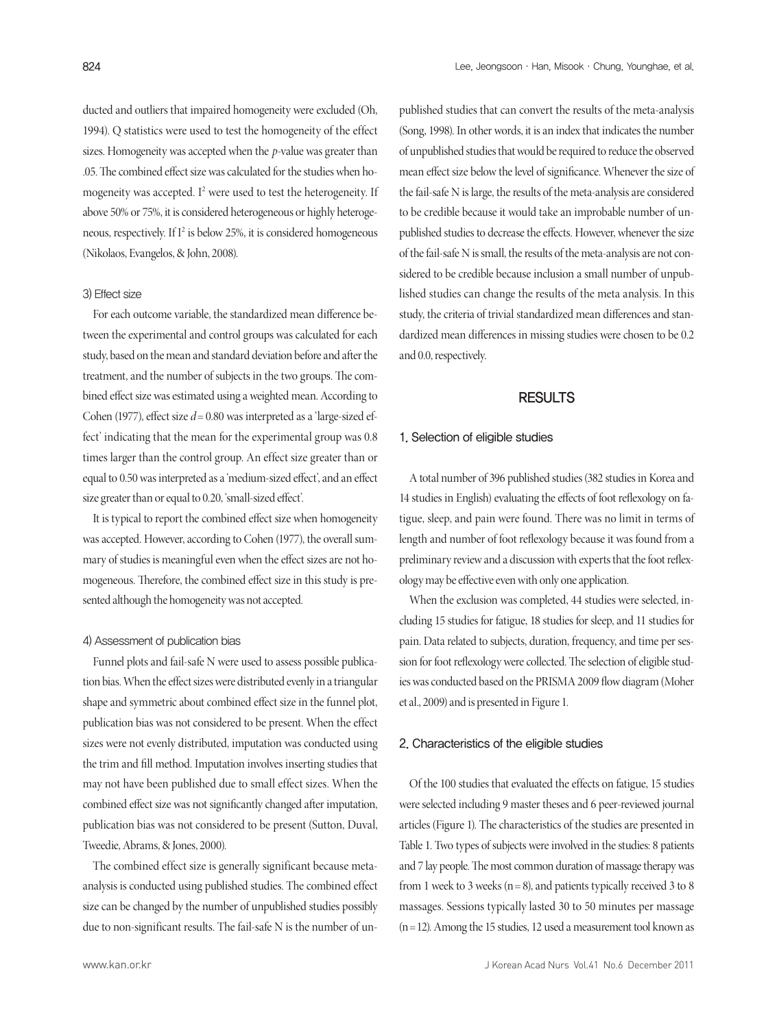ducted and outliers that impaired homogeneity were excluded (Oh, 1994). Q statistics were used to test the homogeneity of the effect sizes. Homogeneity was accepted when the *p*-value was greater than .05. The combined effect size was calculated for the studies when homogeneity was accepted. $I^2$ were used to test the heterogeneity. If above 50% or 75%, it is considered heterogeneous or highly heterogeneous, respectively. If $I^2$ is below 25%, it is considered homogeneous (Nikolaos, Evangelos, & John, 2008).

### 3) Effect size

For each outcome variable, the standardized mean difference between the experimental and control groups was calculated for each study, based on the mean and standard deviation before and after the treatment, and the number of subjects in the two groups. The combined effect size was estimated using a weighted mean. According to Cohen (1977), effect size $d = 0.80$ was interpreted as a 'large-sized effect' indicating that the mean for the experimental group was 0.8 times larger than the control group. An effect size greater than or equal to 0.50 was interpreted as a 'medium-sized effect', and an effect size greater than or equal to 0.20, 'small-sized effect'.

It is typical to report the combined effect size when homogeneity was accepted. However, according to Cohen (1977), the overall summary of studies is meaningful even when the effect sizes are not homogeneous. Therefore, the combined effect size in this study is presented although the homogeneity was not accepted.

### 4) Assessment of publication bias

Funnel plots and fail-safe N were used to assess possible publication bias. When the effect sizes were distributed evenly in a triangular shape and symmetric about combined effect size in the funnel plot, publication bias was not considered to be present. When the effect sizes were not evenly distributed, imputation was conducted using the trim and fill method. Imputation involves inserting studies that may not have been published due to small effect sizes. When the combined effect size was not significantly changed after imputation, publication bias was not considered to be present (Sutton, Duval, Tweedie, Abrams, & Jones, 2000).

The combined effect size is generally significant because meta-analysis is conducted using published studies. The combined effect size can be changed by the number of unpublished studies possibly due to non-significant results. The fail-safe N is the number of unpublished studies that can convert the results of the meta-analysis (Song, 1998). In other words, it is an index that indicates the number of unpublished studies that would be required to reduce the observed mean effect size below the level of significance. Whenever the size of the fail-safe N is large, the results of the meta-analysis are considered to be credible because it would take an improbable number of unpublished studies to decrease the effects. However, whenever the size of the fail-safe N is small, the results of the meta-analysis are not considered to be credible because inclusion a small number of unpublished studies can change the results of the meta analysis. In this study, the criteria of trivial standardized mean differences and standardized mean differences in missing studies were chosen to be 0.2 and 0.0, respectively.

## RESULTS

### 1. Selection of eligible studies

A total number of 396 published studies (382 studies in Korea and 14 studies in English) evaluating the effects of foot reflexology on fatigue, sleep, and pain were found. There was no limit in terms of length and number of foot reflexology because it was found from a preliminary review and a discussion with experts that the foot reflexology may be effective even with only one application.

When the exclusion was completed, 44 studies were selected, including 15 studies for fatigue, 18 studies for sleep, and 11 studies for pain. Data related to subjects, duration, frequency, and time per session for foot reflexology were collected. The selection of eligible studies was conducted based on the PRISMA 2009 flow diagram (Moher et al., 2009) and is presented in Figure 1.

### 2. Characteristics of the eligible studies

Of the 100 studies that evaluated the effects on fatigue, 15 studies were selected including 9 master theses and 6 peer-reviewed journal articles (Figure 1). The characteristics of the studies are presented in Table 1. Two types of subjects were involved in the studies: 8 patients and 7 lay people. The most common duration of massage therapy was from 1 week to 3 weeks (n = 8), and patients typically received 3 to 8 massages. Sessions typically lasted 30 to 50 minutes per massage (n = 12). Among the 15 studies, 12 used a measurement tool known as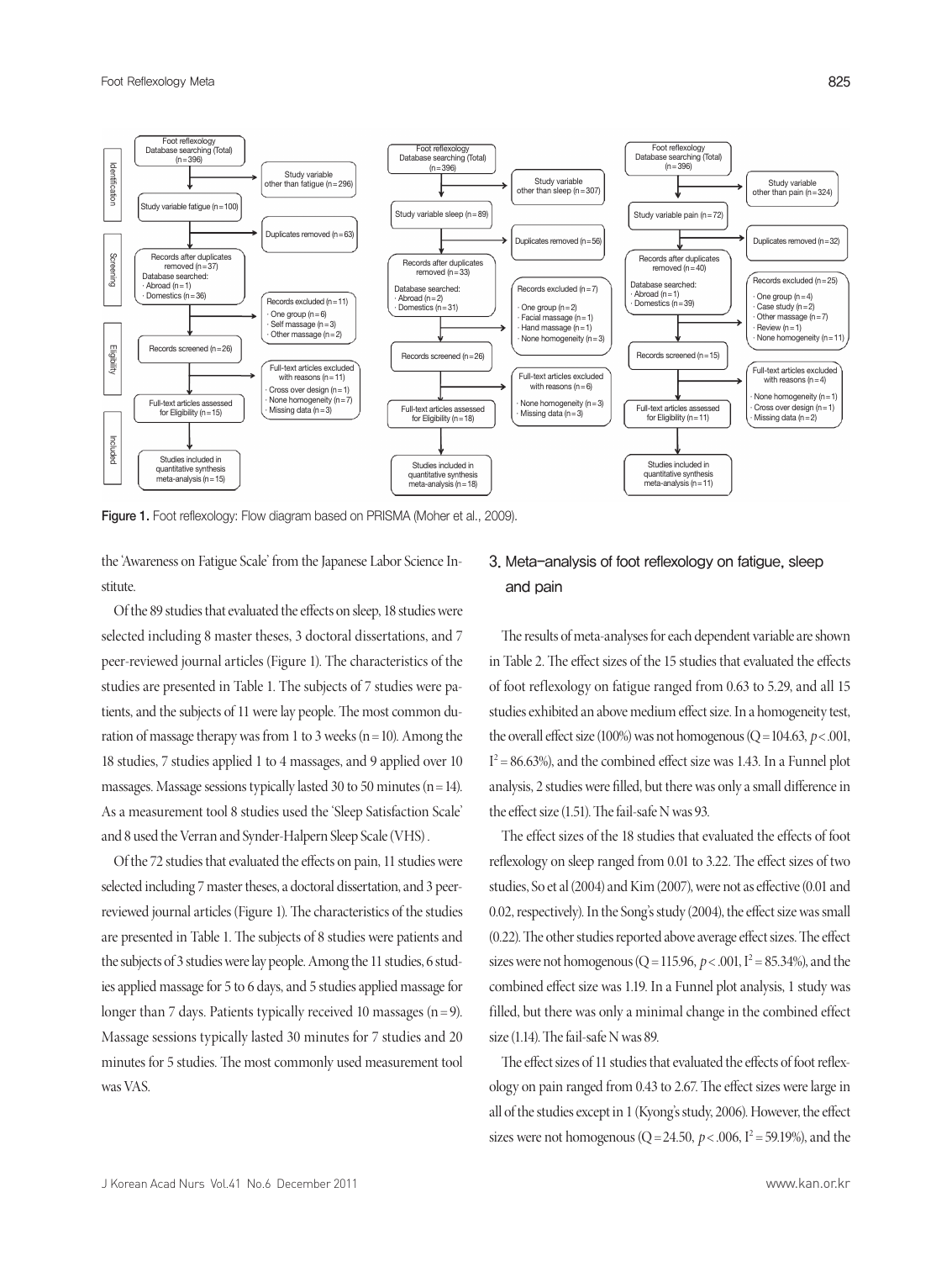Figure 1. Foot reflexology: Flow diagram based on PRISMA (Moher et al., 2009).

the 'Awareness on Fatigue Scale' from the Japanese Labor Science Institute.

Of the 89 studies that evaluated the effects on sleep, 18 studies were selected including 8 master theses, 3 doctoral dissertations, and 7 peer-reviewed journal articles (Figure 1). The characteristics of the studies are presented in Table 1. The subjects of 7 studies were patients, and the subjects of 11 were lay people. The most common duration of massage therapy was from 1 to 3 weeks (n = 10). Among the 18 studies, 7 studies applied 1 to 4 massages, and 9 applied over 10 massages. Massage sessions typically lasted 30 to 50 minutes (n = 14). As a measurement tool 8 studies used the 'Sleep Satisfaction Scale' and 8 used the Verran and Synder-Halpern Sleep Scale (VHS).

Of the 72 studies that evaluated the effects on pain, 11 studies were selected including 7 master theses, a doctoral dissertation, and 3 peer-reviewed journal articles (Figure 1). The characteristics of the studies are presented in Table 1. The subjects of 8 studies were patients and the subjects of 3 studies were lay people. Among the 11 studies, 6 studies applied massage for 5 to 6 days, and 5 studies applied massage for longer than 7 days. Patients typically received 10 massages (n = 9). Massage sessions typically lasted 30 minutes for 7 studies and 20 minutes for 5 studies. The most commonly used measurement tool was VAS.

## 3. Meta-analysis of foot reflexology on fatigue, sleep and pain

The results of meta-analyses for each dependent variable are shown in Table 2. The effect sizes of the 15 studies that evaluated the effects of foot reflexology on fatigue ranged from 0.63 to 5.29, and all 15 studies exhibited an above medium effect size. In a homogeneity test, the overall effect size (100%) was not homogenous ($Q = 104.63$, $p < .001$, $I^2 = 86.63\%$), and the combined effect size was 1.43. In a Funnel plot analysis, 2 studies were filled, but there was only a small difference in the effect size (1.51). The fail-safe N was 93.

The effect sizes of the 18 studies that evaluated the effects of foot reflexology on sleep ranged from 0.01 to 3.22. The effect sizes of two studies, So et al (2004) and Kim (2007), were not as effective (0.01 and 0.02, respectively). In the Song's study (2004), the effect size was small (0.22). The other studies reported above average effect sizes. The effect sizes were not homogenous ($Q = 115.96$, $p < .001$, $I^2 = 85.34\%$), and the combined effect size was 1.19. In a Funnel plot analysis, 1 study was filled, but there was only a minimal change in the combined effect size (1.14). The fail-safe N was 89.

The effect sizes of 11 studies that evaluated the effects of foot reflexology on pain ranged from 0.43 to 2.67. The effect sizes were large in all of the studies except in 1 (Kyong's study, 2006). However, the effect sizes were not homogenous ($Q = 24.50$, $p < .006$, $I^2 = 59.19\%$), and the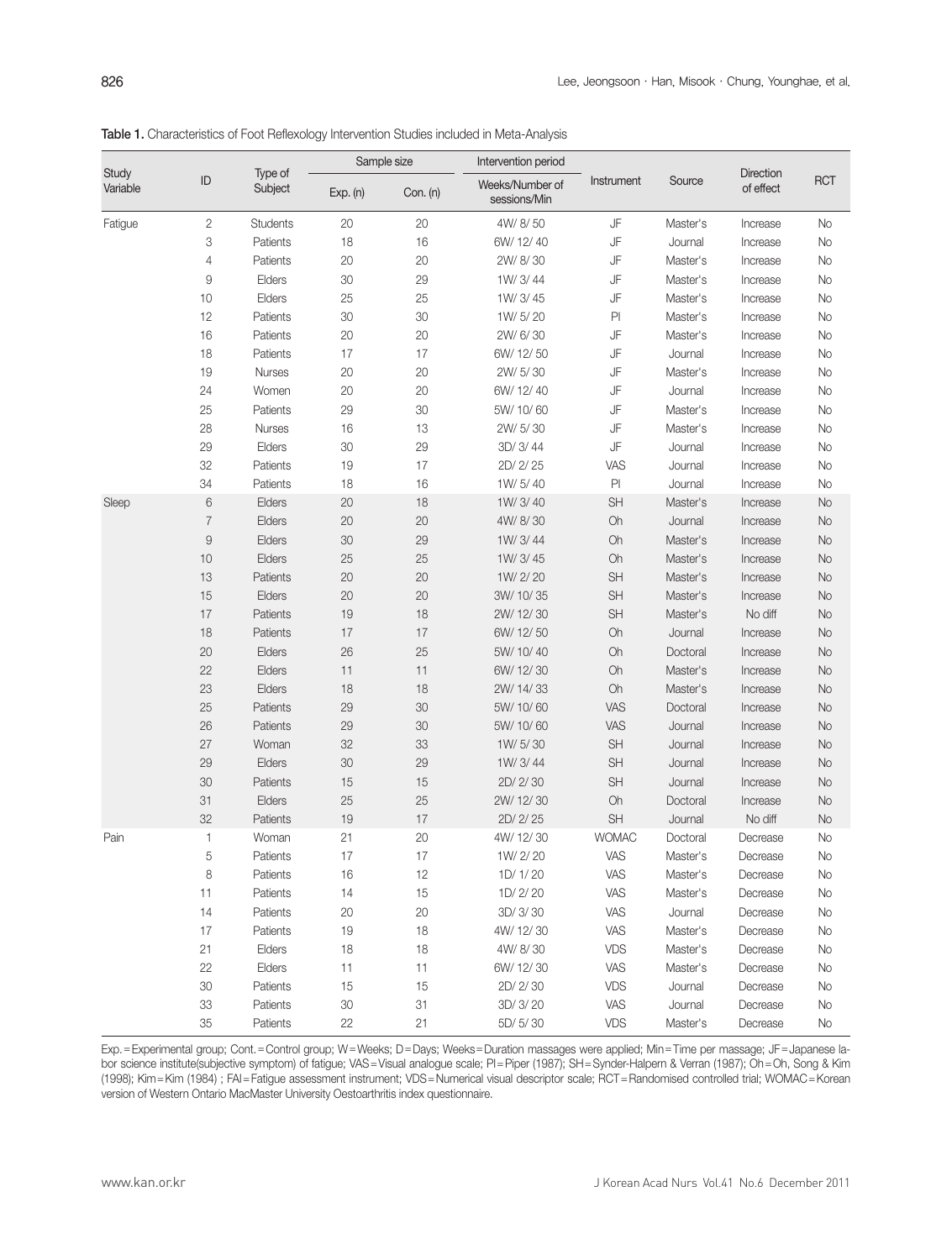**Table 1.** Characteristics of Foot Reflexology Intervention Studies included in Meta-Analysis

| Study Variable | ID | Type of Subject | Sample size | | Intervention period | Instrument | Source | Direction of effect | RCT |
|---|---|---|---|---|---|---|---|---|---|
| | | | Exp. (n) | Con. (n) | Weeks/Number of sessions/Min | | | | |
| Fatigue | 2 | Students | 20 | 20 | 4W/ 8/ 50 | JF | Master's | Increase | No |
| | 3 | Patients | 18 | 16 | 6W/ 12/ 40 | JF | Journal | Increase | No |
| | 4 | Patients | 20 | 20 | 2W/ 8/ 30 | JF | Master's | Increase | No |
| | 9 | Elders | 30 | 29 | 1W/ 3/ 44 | JF | Master's | Increase | No |
| | 10 | Elders | 25 | 25 | 1W/ 3/ 45 | JF | Master's | Increase | No |
| | 12 | Patients | 30 | 30 | 1W/ 5/ 20 | PI | Master's | Increase | No |
| | 16 | Patients | 20 | 20 | 2W/ 6/ 30 | JF | Master's | Increase | No |
| | 18 | Patients | 17 | 17 | 6W/ 12/ 50 | JF | Journal | Increase | No |
| | 19 | Nurses | 20 | 20 | 2W/ 5/ 30 | JF | Master's | Increase | No |
| | 24 | Women | 20 | 20 | 6W/ 12/ 40 | JF | Journal | Increase | No |
| | 25 | Patients | 29 | 30 | 5W/ 10/ 60 | JF | Master's | Increase | No |
| | 28 | Nurses | 16 | 13 | 2W/ 5/ 30 | JF | Master's | Increase | No |
| | 29 | Elders | 30 | 29 | 3D/ 3/ 44 | JF | Journal | Increase | No |
| | 32 | Patients | 19 | 17 | 2D/ 2/ 25 | VAS | Journal | Increase | No |
| | 34 | Patients | 18 | 16 | 1W/ 5/ 40 | PI | Journal | Increase | No |
| Sleep | 6 | Elders | 20 | 18 | 1W/ 3/ 40 | SH | Master's | Increase | No |
| | 7 | Elders | 20 | 20 | 4W/ 8/ 30 | Oh | Journal | Increase | No |
| | 9 | Elders | 30 | 29 | 1W/ 3/ 44 | Oh | Master's | Increase | No |
| | 10 | Elders | 25 | 25 | 1W/ 3/ 45 | Oh | Master's | Increase | No |
| | 13 | Patients | 20 | 20 | 1W/ 2/ 20 | SH | Master's | Increase | No |
| | 15 | Elders | 20 | 20 | 3W/ 10/ 35 | SH | Master's | Increase | No |
| | 17 | Patients | 19 | 18 | 2W/ 12/ 30 | SH | Master's | No diff | No |
| | 18 | Patients | 17 | 17 | 6W/ 12/ 50 | Oh | Journal | Increase | No |
| | 20 | Elders | 26 | 25 | 5W/ 10/ 40 | Oh | Doctoral | Increase | No |
| | 22 | Elders | 11 | 11 | 6W/ 12/ 30 | Oh | Master's | Increase | No |
| | 23 | Elders | 18 | 18 | 2W/ 14/ 33 | Oh | Master's | Increase | No |
| | 25 | Patients | 29 | 30 | 5W/ 10/ 60 | VAS | Doctoral | Increase | No |
| | 26 | Patients | 29 | 30 | 5W/ 10/ 60 | VAS | Journal | Increase | No |
| | 27 | Woman | 32 | 33 | 1W/ 5/ 30 | SH | Journal | Increase | No |
| | 29 | Elders | 30 | 29 | 1W/ 3/ 44 | SH | Journal | Increase | No |
| | 30 | Patients | 15 | 15 | 2D/ 2/ 30 | SH | Journal | Increase | No |
| | 31 | Elders | 25 | 25 | 2W/ 12/ 30 | Oh | Doctoral | Increase | No |
| | 32 | Patients | 19 | 17 | 2D/ 2/ 25 | SH | Journal | No diff | No |
| Pain | 1 | Woman | 21 | 20 | 4W/ 12/ 30 | WOMAC | Doctoral | Decrease | No |
| | 5 | Patients | 17 | 17 | 1W/ 2/ 20 | VAS | Master's | Decrease | No |
| | 8 | Patients | 16 | 12 | 1D/ 1/ 20 | VAS | Master's | Decrease | No |
| | 11 | Patients | 14 | 15 | 1D/ 2/ 20 | VAS | Master's | Decrease | No |
| | 14 | Patients | 20 | 20 | 3D/ 3/ 30 | VAS | Journal | Decrease | No |
| | 17 | Patients | 19 | 18 | 4W/ 12/ 30 | VAS | Master's | Decrease | No |
| | 21 | Elders | 18 | 18 | 4W/ 8/ 30 | VDS | Master's | Decrease | No |
| | 22 | Elders | 11 | 11 | 6W/ 12/ 30 | VAS | Master's | Decrease | No |
| | 30 | Patients | 15 | 15 | 2D/ 2/ 30 | VDS | Journal | Decrease | No |
| | 33 | Patients | 30 | 31 | 3D/ 3/ 20 | VAS | Journal | Decrease | No |
| | 35 | Patients | 22 | 21 | 5D/ 5/ 30 | VDS | Master's | Decrease | No |

Exp.=Experimental group; Cont.=Control group; W=Weeks; D=Days; Weeks=Duration massages were applied; Min=Time per massage; JF=Japanese labor science institute(subjective symptom) of fatigue; VAS=Visual analogue scale; PI=Piper (1987); SH=Synder-Halpern & Verran (1987); Oh=Oh, Song & Kim (1998); Kim=Kim (1984) ; FAI=Fatigue assessment instrument; VDS=Numerical visual descriptor scale; RCT=Randomised controlled trial; WOMAC=Korean version of Western Ontario MacMaster University Oestoarthritis index questionnaire.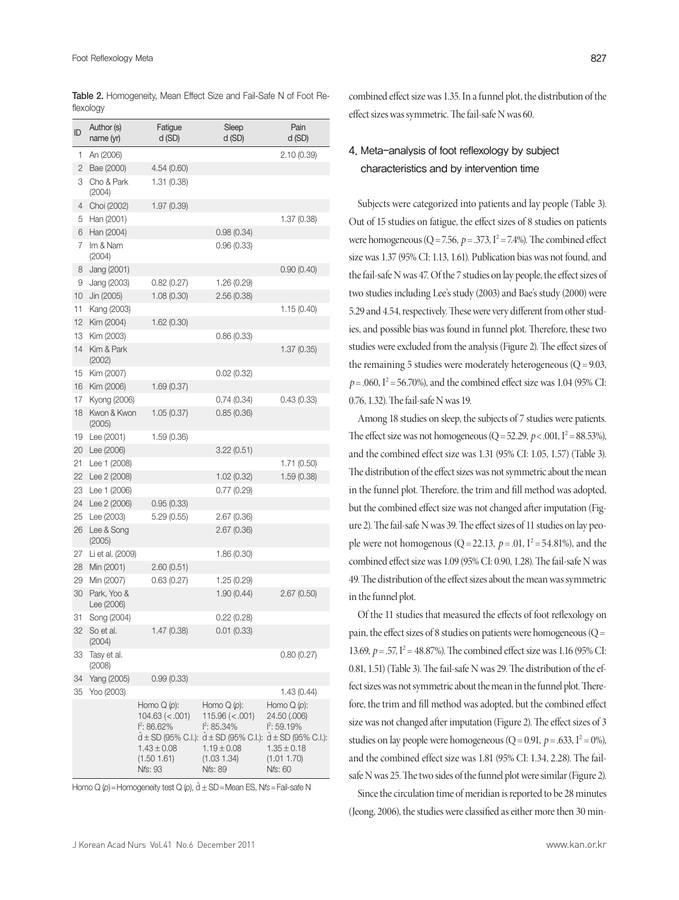**Table 2.** Homogeneity, Mean Effect Size and Fail-Safe N of Foot Reflexology

| ID | Author (s) name (yr) | Fatigue d (SD) | Sleep d (SD) | Pain d (SD) |
|---|---|---|---|---|
| 1 | An (2006) | | | 2.10 (0.39) |
| 2 | Bae (2000) | 4.54 (0.60) | | |
| 3 | Cho & Park (2004) | 1.31 (0.38) | | |
| 4 | Choi (2002) | 1.97 (0.39) | | |
| 5 | Han (2001) | | | 1.37 (0.38) |
| 6 | Han (2004) | | 0.98 (0.34) | |
| 7 | Im & Nam (2004) | | 0.96 (0.33) | |
| 8 | Jang (2001) | | | 0.90 (0.40) |
| 9 | Jang (2003) | 0.82 (0.27) | 1.26 (0.29) | |
| 10 | Jin (2005) | 1.08 (0.30) | 2.56 (0.38) | |
| 11 | Kang (2003) | | | 1.15 (0.40) |
| 12 | Kim (2004) | 1.62 (0.30) | | |
| 13 | Kim (2003) | | 0.86 (0.33) | |
| 14 | Kim & Park (2002) | | | 1.37 (0.35) |
| 15 | Kim (2007) | | 0.02 (0.32) | |
| 16 | Kim (2006) | 1.69 (0.37) | | |
| 17 | Kyong (2006) | | 0.74 (0.34) | 0.43 (0.33) |
| 18 | Kwon & Kwon (2005) | 1.05 (0.37) | 0.85 (0.36) | |
| 19 | Lee (2001) | 1.59 (0.36) | | |
| 20 | Lee (2006) | | 3.22 (0.51) | |
| 21 | Lee 1 (2008) | | | 1.71 (0.50) |
| 22 | Lee 2 (2008) | | 1.02 (0.32) | 1.59 (0.38) |
| 23 | Lee 1 (2006) | | 0.77 (0.29) | |
| 24 | Lee 2 (2006) | 0.95 (0.33) | | |
| 25 | Lee (2003) | 5.29 (0.55) | 2.67 (0.36) | |
| 26 | Lee & Song (2005) | | 2.67 (0.36) | |
| 27 | Li et al. (2009) | | 1.86 (0.30) | |
| 28 | Min (2001) | 2.60 (0.51) | | |
| 29 | Min (2007) | 0.63 (0.27) | 1.25 (0.29) | |
| 30 | Park, Yoo & Lee (2006) | | 1.90 (0.44) | 2.67 (0.50) |
| 31 | Song (2004) | | 0.22 (0.28) | |
| 32 | So et al. (2004) | 1.47 (0.38) | 0.01 (0.33) | |
| 33 | Tasy et al. (2008) | | | 0.80 (0.27) |
| 34 | Yang (2005) | 0.99 (0.33) | | |
| 35 | Yoo (2003) | | | 1.43 (0.44) |
| | | Homo Q (*p*): 104.63 (<.001) $I^2$: 86.62% $\bar{d}\pm$SD (95% C.I.): 1.43±0.08 (1.50 1.61) N*fs*: 93 | Homo Q (*p*): 115.96 (<.001) $I^2$: 85.34% $\bar{d}\pm$SD (95% C.I.): 1.19±0.08 (1.03 1.34) N*fs*: 89 | Homo Q (*p*): 24.50 (.006) $I^2$: 59.19% $\bar{d}\pm$SD (95% C.I.): 1.35±0.18 (1.01 1.70) N*fs*: 60 |

Homo Q (*p*)=Homogeneity test Q (*p*), $\bar{d}\pm$SD=Mean ES, N*fs*=Fail-safe N

combined effect size was 1.35. In a funnel plot, the distribution of the effect sizes was symmetric. The fail-safe N was 60.

## 4. Meta-analysis of foot reflexology by subject characteristics and by intervention time

Subjects were categorized into patients and lay people (Table 3). Out of 15 studies on fatigue, the effect sizes of 8 studies on patients were homogeneous (Q=7.56, $p=.373$, $I^2=7.4\%$). The combined effect size was 1.37 (95% CI: 1.13, 1.61). Publication bias was not found, and the fail-safe N was 47. Of the 7 studies on lay people, the effect sizes of two studies including Lee's study (2003) and Bae's study (2000) were 5.29 and 4.54, respectively. These were very different from other studies, and possible bias was found in funnel plot. Therefore, these two studies were excluded from the analysis (Figure 2). The effect sizes of the remaining 5 studies were moderately heterogeneous (Q=9.03, $p=.060$, $I^2=56.70\%$), and the combined effect size was 1.04 (95% CI: 0.76, 1.32). The fail-safe N was 19.

Among 18 studies on sleep, the subjects of 7 studies were patients. The effect size was not homogeneous (Q=52.29, $p<.001$, $I^2=88.53\%$), and the combined effect size was 1.31 (95% CI: 1.05, 1.57) (Table 3). The distribution of the effect sizes was not symmetric about the mean in the funnel plot. Therefore, the trim and fill method was adopted, but the combined effect size was not changed after imputation (Figure 2). The fail-safe N was 39. The effect sizes of 11 studies on lay people were not homogenous (Q=22.13, $p=.01$, $I^2=54.81\%$), and the combined effect size was 1.09 (95% CI: 0.90, 1.28). The fail-safe N was 49. The distribution of the effect sizes about the mean was symmetric in the funnel plot.

Of the 11 studies that measured the effects of foot reflexology on pain, the effect sizes of 8 studies on patients were homogeneous (Q=13.69, $p=.57$, $I^2=48.87\%$). The combined effect size was 1.16 (95% CI: 0.81, 1.51) (Table 3). The fail-safe N was 29. The distribution of the effect sizes was not symmetric about the mean in the funnel plot. Therefore, the trim and fill method was adopted, but the combined effect size was not changed after imputation (Figure 2). The effect sizes of 3 studies on lay people were homogeneous (Q=0.91, $p=.633$, $I^2=0\%$), and the combined effect size was 1.81 (95% CI: 1.34, 2.28). The fail-safe N was 25. The two sides of the funnel plot were similar (Figure 2).

Since the circulation time of meridian is reported to be 28 minutes (Jeong, 2006), the studies were classified as either more then 30 min-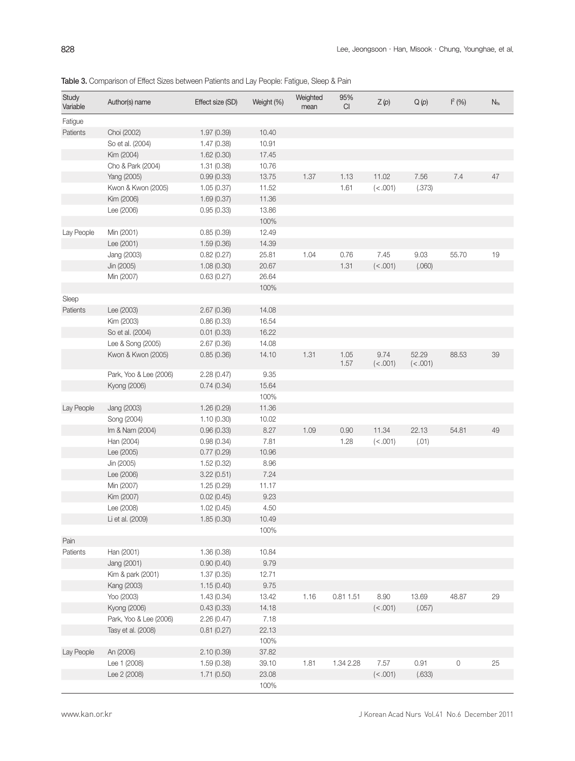**Table 3.** Comparison of Effect Sizes between Patients and Lay People: Fatigue, Sleep & Pain

| Study Variable | Author(s) name | Effect size (SD) | Weight (%) | Weighted mean | 95% CI | Z (p) | Q (p) | $I^2$ (%) | $N_{fs}$ |
|---|---|---|---|---|---|---|---|---|---|
| Fatigue | | | | | | | | | |
| Patients | Choi (2002) | 1.97 (0.39) | 10.40 | | | | | | |
| | So et al. (2004) | 1.47 (0.38) | 10.91 | | | | | | |
| | Kim (2004) | 1.62 (0.30) | 17.45 | | | | | | |
| | Cho & Park (2004) | 1.31 (0.38) | 10.76 | | | | | | |
| | Yang (2005) | 0.99 (0.33) | 13.75 | 1.37 | 1.13 | 11.02 | 7.56 | 7.4 | 47 |
| | Kwon & Kwon (2005) | 1.05 (0.37) | 11.52 | | 1.61 | (<.001) | (.373) | | |
| | Kim (2006) | 1.69 (0.37) | 11.36 | | | | | | |
| | Lee (2006) | 0.95 (0.33) | 13.86 | | | | | | |
| | | | 100% | | | | | | |
| Lay People | Min (2001) | 0.85 (0.39) | 12.49 | | | | | | |
| | Lee (2001) | 1.59 (0.36) | 14.39 | | | | | | |
| | Jang (2003) | 0.82 (0.27) | 25.81 | 1.04 | 0.76 | 7.45 | 9.03 | 55.70 | 19 |
| | Jin (2005) | 1.08 (0.30) | 20.67 | | 1.31 | (<.001) | (.060) | | |
| | Min (2007) | 0.63 (0.27) | 26.64 | | | | | | |
| | | | 100% | | | | | | |
| Sleep | | | | | | | | | |
| Patients | Lee (2003) | 2.67 (0.36) | 14.08 | | | | | | |
| | Kim (2003) | 0.86 (0.33) | 16.54 | | | | | | |
| | So et al. (2004) | 0.01 (0.33) | 16.22 | | | | | | |
| | Lee & Song (2005) | 2.67 (0.36) | 14.08 | | | | | | |
| | Kwon & Kwon (2005) | 0.85 (0.36) | 14.10 | 1.31 | 1.05 1.57 | 9.74 (<.001) | 52.29 (<.001) | 88.53 | 39 |
| | Park, Yoo & Lee (2006) | 2.28 (0.47) | 9.35 | | | | | | |
| | Kyong (2006) | 0.74 (0.34) | 15.64 | | | | | | |
| | | | 100% | | | | | | |
| Lay People | Jang (2003) | 1.26 (0.29) | 11.36 | | | | | | |
| | Song (2004) | 1.10 (0.30) | 10.02 | | | | | | |
| | Im & Nam (2004) | 0.96 (0.33) | 8.27 | 1.09 | 0.90 | 11.34 | 22.13 | 54.81 | 49 |
| | Han (2004) | 0.98 (0.34) | 7.81 | | 1.28 | (<.001) | (.01) | | |
| | Lee (2005) | 0.77 (0.29) | 10.96 | | | | | | |
| | Jin (2005) | 1.52 (0.32) | 8.96 | | | | | | |
| | Lee (2006) | 3.22 (0.51) | 7.24 | | | | | | |
| | Min (2007) | 1.25 (0.29) | 11.17 | | | | | | |
| | Kim (2007) | 0.02 (0.45) | 9.23 | | | | | | |
| | Lee (2008) | 1.02 (0.45) | 4.50 | | | | | | |
| | Li et al. (2009) | 1.85 (0.30) | 10.49 | | | | | | |
| | | | 100% | | | | | | |
| Pain | | | | | | | | | |
| Patients | Han (2001) | 1.36 (0.38) | 10.84 | | | | | | |
| | Jang (2001) | 0.90 (0.40) | 9.79 | | | | | | |
| | Kim & park (2001) | 1.37 (0.35) | 12.71 | | | | | | |
| | Kang (2003) | 1.15 (0.40) | 9.75 | | | | | | |
| | Yoo (2003) | 1.43 (0.34) | 13.42 | 1.16 | 0.81 1.51 | 8.90 | 13.69 | 48.87 | 29 |
| | Kyong (2006) | 0.43 (0.33) | 14.18 | | | (<.001) | (.057) | | |
| | Park, Yoo & Lee (2006) | 2.26 (0.47) | 7.18 | | | | | | |
| | Tasy et al. (2008) | 0.81 (0.27) | 22.13 | | | | | | |
| | | | 100% | | | | | | |
| Lay People | An (2006) | 2.10 (0.39) | 37.82 | | | | | | |
| | Lee 1 (2008) | 1.59 (0.38) | 39.10 | 1.81 | 1.34 2.28 | 7.57 | 0.91 | 0 | 25 |
| | Lee 2 (2008) | 1.71 (0.50) | 23.08 | | | (<.001) | (.633) | | |
| | | | 100% | | | | | | |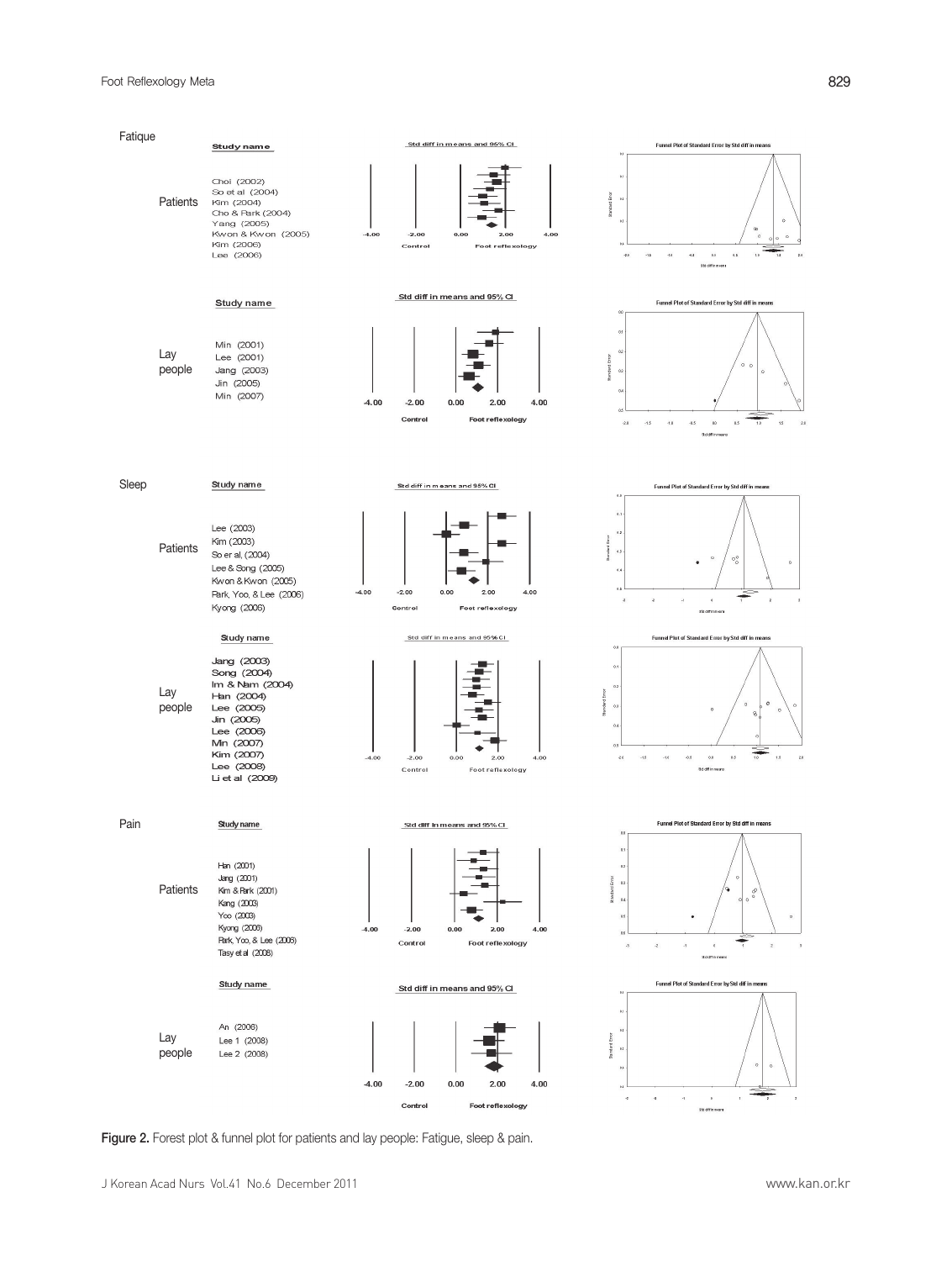Fatique

Patients

| Study name |
| --- |
| Choi (2002) |
| So et al (2004) |
| Kim (2004) |
| Cho & Park (2004) |
| Yang (2005) |
| Kwon & Kwon (2005) |
| Kim (2006) |
| Lee (2006) |

Lay people

| Study name |
| --- |
| Min (2001) |
| Lee (2001) |
| Jang (2003) |
| Jin (2005) |
| Min (2007) |

Sleep

Patients

| Study name |
| --- |
| Lee (2003) |
| Kim (2003) |
| So er al, (2004) |
| Lee & Song (2005) |
| Kwon & Kwon (2005) |
| Park, Yoo, & Lee (2006) |
| Kyong (2006) |

Lay people

| Study name |
| --- |
| Jang (2003) |
| Song (2004) |
| Im & Nam (2004) |
| Han (2004) |
| Lee (2005) |
| Jin (2005) |
| Lee (2006) |
| Min (2007) |
| Kim (2007) |
| Lee (2008) |
| Li et al (2009) |

Pain

Patients

| Study name |
| --- |
| Han (2001) |
| Jang (2001) |
| Kim & Park (2001) |
| Kang (2003) |
| Yoo (2003) |
| Kyong (2006) |
| Park, Yoo, & Lee (2006) |
| Tasy et al (2008) |

Lay people

| Study name |
| --- |
| An (2006) |
| Lee 1 (2008) |
| Lee 2 (2008) |

**Figure 2.** Forest plot & funnel plot for patients and lay people: Fatigue, sleep & pain.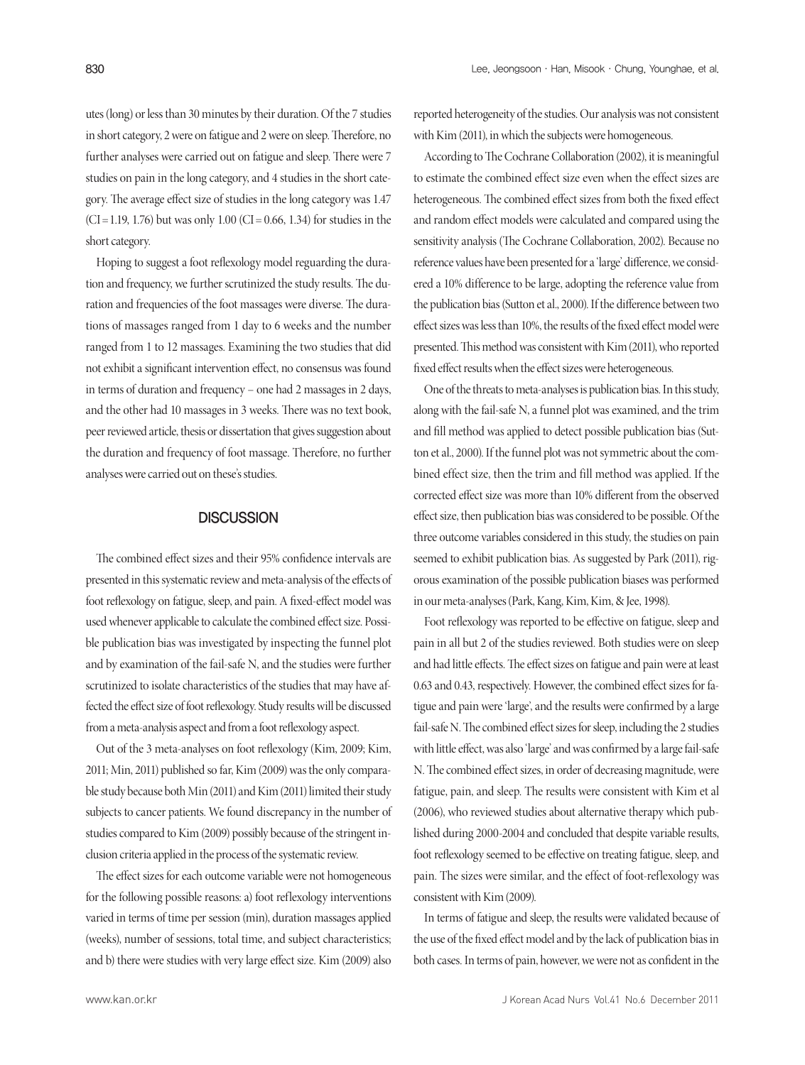utes (long) or less than 30 minutes by their duration. Of the 7 studies in short category, 2 were on fatigue and 2 were on sleep. Therefore, no further analyses were carried out on fatigue and sleep. There were 7 studies on pain in the long category, and 4 studies in the short category. The average effect size of studies in the long category was 1.47 (CI = 1.19, 1.76) but was only 1.00 (CI = 0.66, 1.34) for studies in the short category.

Hoping to suggest a foot reflexology model reguarding the duration and frequency, we further scrutinized the study results. The duration and frequencies of the foot massages were diverse. The durations of massages ranged from 1 day to 6 weeks and the number ranged from 1 to 12 massages. Examining the two studies that did not exhibit a significant intervention effect, no consensus was found in terms of duration and frequency – one had 2 massages in 2 days, and the other had 10 massages in 3 weeks. There was no text book, peer reviewed article, thesis or dissertation that gives suggestion about the duration and frequency of foot massage. Therefore, no further analyses were carried out on these's studies.

## DISCUSSION

The combined effect sizes and their 95% confidence intervals are presented in this systematic review and meta-analysis of the effects of foot reflexology on fatigue, sleep, and pain. A fixed-effect model was used whenever applicable to calculate the combined effect size. Possible publication bias was investigated by inspecting the funnel plot and by examination of the fail-safe N, and the studies were further scrutinized to isolate characteristics of the studies that may have affected the effect size of foot reflexology. Study results will be discussed from a meta-analysis aspect and from a foot reflexology aspect.

Out of the 3 meta-analyses on foot reflexology (Kim, 2009; Kim, 2011; Min, 2011) published so far, Kim (2009) was the only comparable study because both Min (2011) and Kim (2011) limited their study subjects to cancer patients. We found discrepancy in the number of studies compared to Kim (2009) possibly because of the stringent inclusion criteria applied in the process of the systematic review.

The effect sizes for each outcome variable were not homogeneous for the following possible reasons: a) foot reflexology interventions varied in terms of time per session (min), duration massages applied (weeks), number of sessions, total time, and subject characteristics; and b) there were studies with very large effect size. Kim (2009) also reported heterogeneity of the studies. Our analysis was not consistent with Kim (2011), in which the subjects were homogeneous.

According to The Cochrane Collaboration (2002), it is meaningful to estimate the combined effect size even when the effect sizes are heterogeneous. The combined effect sizes from both the fixed effect and random effect models were calculated and compared using the sensitivity analysis (The Cochrane Collaboration, 2002). Because no reference values have been presented for a 'large' difference, we considered a 10% difference to be large, adopting the reference value from the publication bias (Sutton et al., 2000). If the difference between two effect sizes was less than 10%, the results of the fixed effect model were presented. This method was consistent with Kim (2011), who reported fixed effect results when the effect sizes were heterogeneous.

One of the threats to meta-analyses is publication bias. In this study, along with the fail-safe N, a funnel plot was examined, and the trim and fill method was applied to detect possible publication bias (Sutton et al., 2000). If the funnel plot was not symmetric about the combined effect size, then the trim and fill method was applied. If the corrected effect size was more than 10% different from the observed effect size, then publication bias was considered to be possible. Of the three outcome variables considered in this study, the studies on pain seemed to exhibit publication bias. As suggested by Park (2011), rigorous examination of the possible publication biases was performed in our meta-analyses (Park, Kang, Kim, Kim, & Jee, 1998).

Foot reflexology was reported to be effective on fatigue, sleep and pain in all but 2 of the studies reviewed. Both studies were on sleep and had little effects. The effect sizes on fatigue and pain were at least 0.63 and 0.43, respectively. However, the combined effect sizes for fatigue and pain were 'large', and the results were confirmed by a large fail-safe N. The combined effect sizes for sleep, including the 2 studies with little effect, was also 'large' and was confirmed by a large fail-safe N. The combined effect sizes, in order of decreasing magnitude, were fatigue, pain, and sleep. The results were consistent with Kim et al (2006), who reviewed studies about alternative therapy which published during 2000-2004 and concluded that despite variable results, foot reflexology seemed to be effective on treating fatigue, sleep, and pain. The sizes were similar, and the effect of foot-reflexology was consistent with Kim (2009).

In terms of fatigue and sleep, the results were validated because of the use of the fixed effect model and by the lack of publication bias in both cases. In terms of pain, however, we were not as confident in the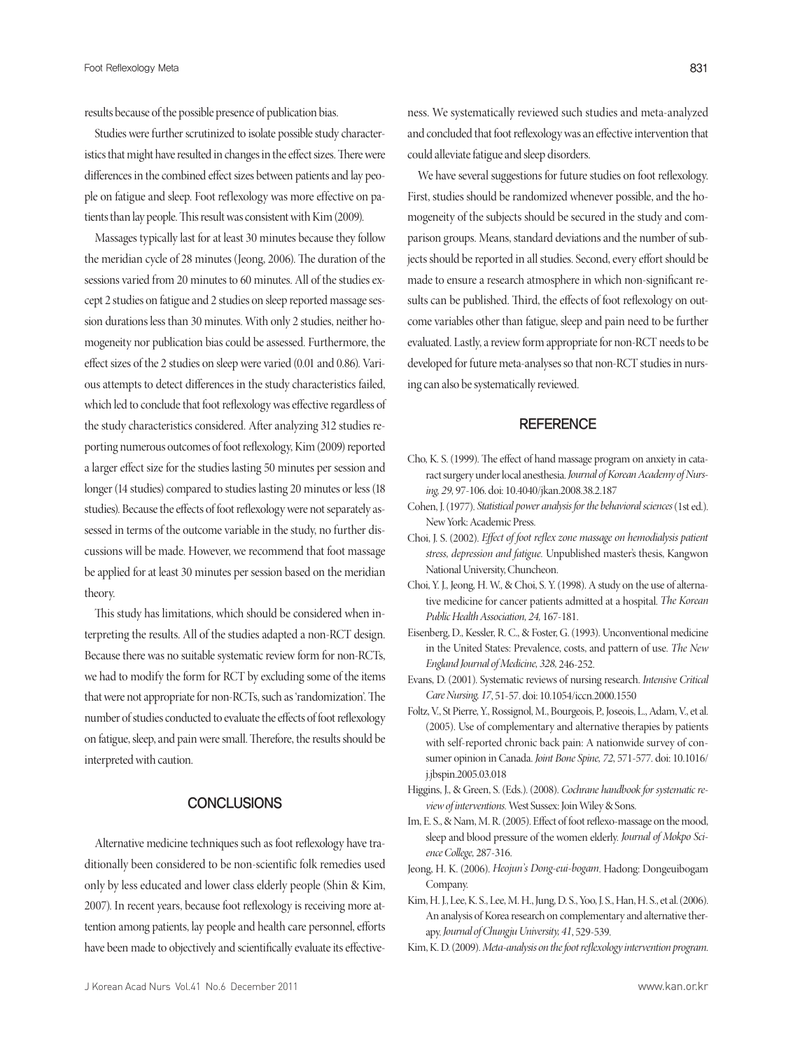results because of the possible presence of publication bias.

Studies were further scrutinized to isolate possible study characteristics that might have resulted in changes in the effect sizes. There were differences in the combined effect sizes between patients and lay people on fatigue and sleep. Foot reflexology was more effective on patients than lay people. This result was consistent with Kim (2009).

Massages typically last for at least 30 minutes because they follow the meridian cycle of 28 minutes (Jeong, 2006). The duration of the sessions varied from 20 minutes to 60 minutes. All of the studies except 2 studies on fatigue and 2 studies on sleep reported massage session durations less than 30 minutes. With only 2 studies, neither homogeneity nor publication bias could be assessed. Furthermore, the effect sizes of the 2 studies on sleep were varied (0.01 and 0.86). Various attempts to detect differences in the study characteristics failed, which led to conclude that foot reflexology was effective regardless of the study characteristics considered. After analyzing 312 studies reporting numerous outcomes of foot reflexology, Kim (2009) reported a larger effect size for the studies lasting 50 minutes per session and longer (14 studies) compared to studies lasting 20 minutes or less (18 studies). Because the effects of foot reflexology were not separately assessed in terms of the outcome variable in the study, no further discussions will be made. However, we recommend that foot massage be applied for at least 30 minutes per session based on the meridian theory.

This study has limitations, which should be considered when interpreting the results. All of the studies adapted a non-RCT design. Because there was no suitable systematic review form for non-RCTs, we had to modify the form for RCT by excluding some of the items that were not appropriate for non-RCTs, such as 'randomization'. The number of studies conducted to evaluate the effects of foot reflexology on fatigue, sleep, and pain were small. Therefore, the results should be interpreted with caution.

## CONCLUSIONS

Alternative medicine techniques such as foot reflexology have traditionally been considered to be non-scientific folk remedies used only by less educated and lower class elderly people (Shin & Kim, 2007). In recent years, because foot reflexology is receiving more attention among patients, lay people and health care personnel, efforts have been made to objectively and scientifically evaluate its effectiveness. We systematically reviewed such studies and meta-analyzed and concluded that foot reflexology was an effective intervention that could alleviate fatigue and sleep disorders.

We have several suggestions for future studies on foot reflexology. First, studies should be randomized whenever possible, and the homogeneity of the subjects should be secured in the study and comparison groups. Means, standard deviations and the number of subjects should be reported in all studies. Second, every effort should be made to ensure a research atmosphere in which non-significant results can be published. Third, the effects of foot reflexology on outcome variables other than fatigue, sleep and pain need to be further evaluated. Lastly, a review form appropriate for non-RCT needs to be developed for future meta-analyses so that non-RCT studies in nursing can also be systematically reviewed.

## REFERENCE

Cho, K. S. (1999). The effect of hand massage program on anxiety in cataract surgery under local anesthesia. *Journal of Korean Academy of Nursing, 29*, 97-106. doi: 10.4040/jkan.2008.38.2.187

Cohen, J. (1977). *Statistical power analysis for the behavioral sciences* (1st ed.). New York: Academic Press.

Choi, J. S. (2002). *Effect of foot reflex zone massage on hemodialysis patient stress, depression and fatigue.* Unpublished master's thesis, Kangwon National University, Chuncheon.

Choi, Y. J., Jeong, H. W., & Choi, S. Y. (1998). A study on the use of alternative medicine for cancer patients admitted at a hospital. *The Korean Public Health Association, 24*, 167-181.

Eisenberg, D., Kessler, R. C., & Foster, G. (1993). Unconventional medicine in the United States: Prevalence, costs, and pattern of use. *The New England Journal of Medicine, 328*, 246-252.

Evans, D. (2001). Systematic reviews of nursing research. *Intensive Critical Care Nursing, 17*, 51-57. doi: 10.1054/iccn.2000.1550

Foltz, V., St Pierre, Y., Rossignol, M., Bourgeois, P., Joseois, L., Adam, V., et al. (2005). Use of complementary and alternative therapies by patients with self-reported chronic back pain: A nationwide survey of consumer opinion in Canada. *Joint Bone Spine, 72*, 571-577. doi: 10.1016/j.jbspin.2005.03.018

Higgins, J., & Green, S. (Eds.). (2008). *Cochrane handbook for systematic review of interventions.* West Sussex: Join Wiley & Sons.

Im, E. S., & Nam, M. R. (2005). Effect of foot reflexo-massage on the mood, sleep and blood pressure of the women elderly. *Journal of Mokpo Science College,* 287-316.

Jeong, H. K. (2006). *Heojun's Dong-eui-bogam*. Hadong: Dongeuibogam Company.

Kim, H. J., Lee, K. S., Lee, M. H., Jung, D. S., Yoo, J. S., Han, H. S., et al. (2006). An analysis of Korea research on complementary and alternative therapy. *Journal of Chungju University, 41*, 529-539.

Kim, K. D. (2009). *Meta-analysis on the foot reflexology intervention program.*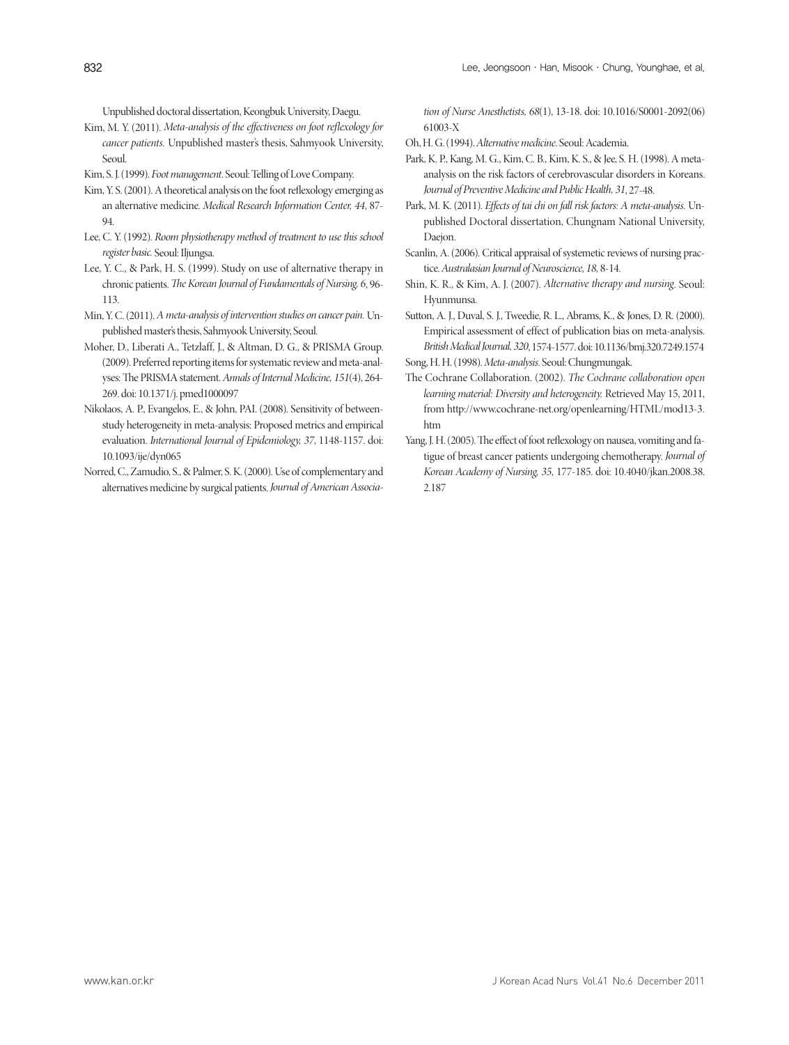Unpublished doctoral dissertation, Keongbuk University, Daegu.

Kim, M. Y. (2011). *Meta-analysis of the effectiveness on foot reflexology for cancer patients.* Unpublished master's thesis, Sahmyook University, Seoul.

Kim, S. J. (1999). *Foot management*. Seoul: Telling of Love Company.

Kim, Y. S. (2001). A theoretical analysis on the foot reflexology emerging as an alternative medicine. *Medical Research Information Center, 44*, 87-94.

Lee, C. Y. (1992). *Room physiotherapy method of treatment to use this school register basic.* Seoul: Iljungsa.

Lee, Y. C., & Park, H. S. (1999). Study on use of alternative therapy in chronic patients. *The Korean Journal of Fundamentals of Nursing, 6*, 96-113.

Min, Y. C. (2011). *A meta-analysis of intervention studies on cancer pain.* Unpublished master's thesis, Sahmyook University, Seoul.

Moher, D., Liberati A., Tetzlaff, J., & Altman, D. G., & PRISMA Group. (2009). Preferred reporting items for systematic review and meta-analyses: The PRISMA statement. *Annals of Internal Medicine, 151*(4), 264-269. doi: 10.1371/j. pmed1000097

Nikolaos, A. P., Evangelos, E., & John, PAI. (2008). Sensitivity of between-study heterogeneity in meta-analysis: Proposed metrics and empirical evaluation. *International Journal of Epidemiology, 37*, 1148-1157. doi: 10.1093/ije/dyn065

Norred, C., Zamudio, S., & Palmer, S. K. (2000). Use of complementary and alternatives medicine by surgical patients. *Journal of American Association of Nurse Anesthetists, 68*(1), 13-18. doi: 10.1016/S0001-2092(06)61003-X

Oh, H. G. (1994). *Alternative medicine*. Seoul: Academia.

Park, K. P., Kang, M. G., Kim, C. B., Kim, K. S., & Jee, S. H. (1998). A meta-analysis on the risk factors of cerebrovascular disorders in Koreans. *Journal of Preventive Medicine and Public Health, 31*, 27-48.

Park, M. K. (2011). *Effects of tai chi on fall risk factors: A meta-analysis.* Unpublished Doctoral dissertation, Chungnam National University, Daejon.

Scanlin, A. (2006). Critical appraisal of systemetic reviews of nursing practice. *Australasian Journal of Neuroscience, 18*, 8-14.

Shin, K. R., & Kim, A. J. (2007). *Alternative therapy and nursing*. Seoul: Hyunmunsa.

Sutton, A. J., Duval, S. J., Tweedie, R. L., Abrams, K., & Jones, D. R. (2000). Empirical assessment of effect of publication bias on meta-analysis. *British Medical Journal, 320*, 1574-1577. doi: 10.1136/bmj.320.7249.1574

Song, H. H. (1998). *Meta-analysis*. Seoul: Chungmungak.

The Cochrane Collaboration. (2002). *The Cochrane collaboration open learning material: Diversity and heterogeneity.* Retrieved May 15, 2011, from http://www.cochrane-net.org/openlearning/HTML/mod13-3.htm

Yang, J. H. (2005). The effect of foot reflexology on nausea, vomiting and fatigue of breast cancer patients undergoing chemotherapy. *Journal of Korean Academy of Nursing, 35*, 177-185. doi: 10.4040/jkan.2008.38.2.187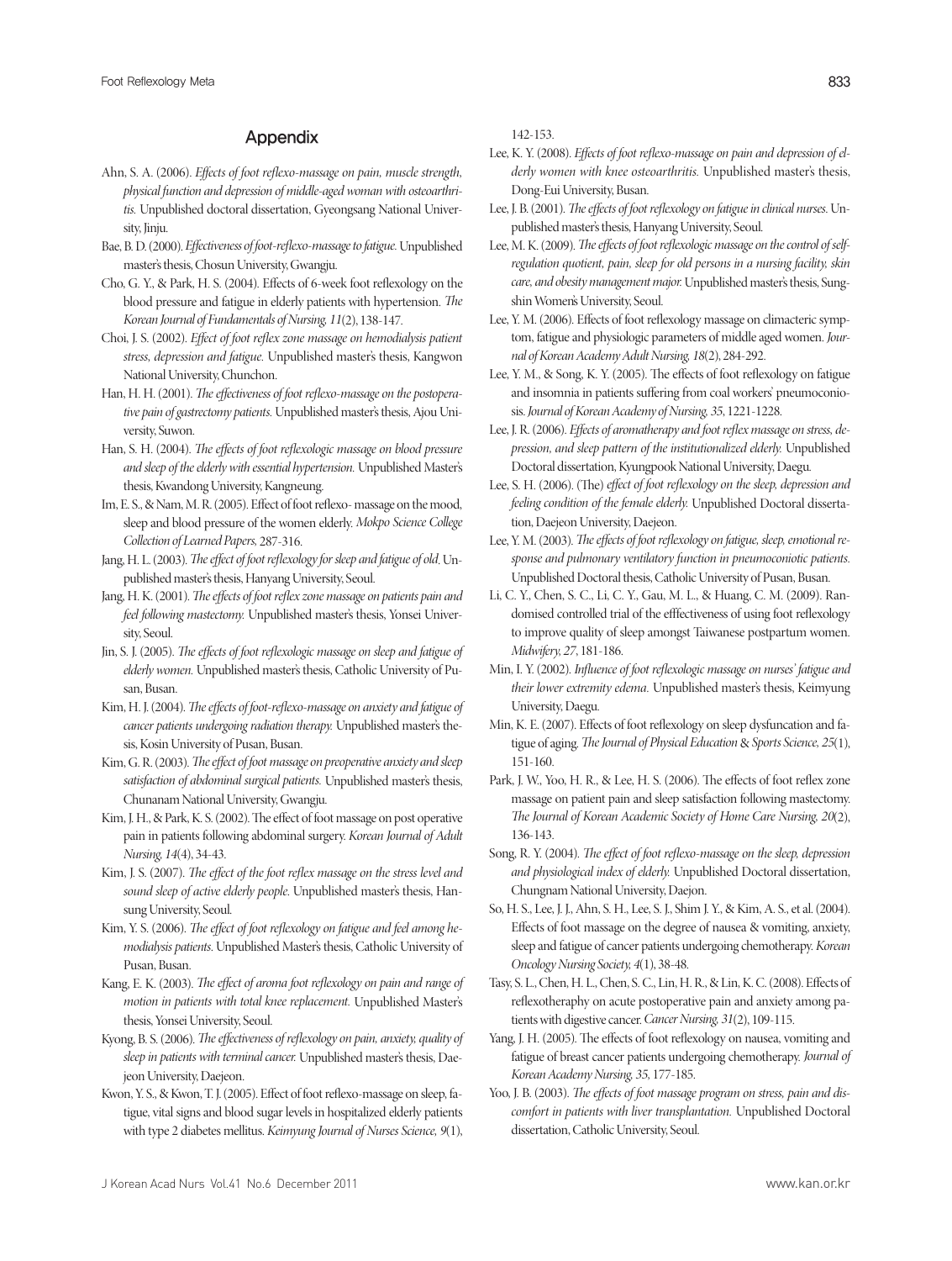## Appendix

Ahn, S. A. (2006). *Effects of foot reflexo-massage on pain, muscle strength, physical function and depression of middle-aged woman with osteoarthritis.* Unpublished doctoral dissertation, Gyeongsang National University, Jinju.

Bae, B. D. (2000). *Effectiveness of foot-reflexo-massage to fatigue.* Unpublished master's thesis, Chosun University, Gwangju.

Cho, G. Y., & Park, H. S. (2004). Effects of 6-week foot reflexology on the blood pressure and fatigue in elderly patients with hypertension. *The Korean Journal of Fundamentals of Nursing, 11*(2), 138-147.

Choi, J. S. (2002). *Effect of foot reflex zone massage on hemodialysis patient stress, depression and fatigue.* Unpublished master's thesis, Kangwon National University, Chunchon.

Han, H. H. (2001). *The effectiveness of foot reflexo-massage on the postoperative pain of gastrectomy patients.* Unpublished master's thesis, Ajou University, Suwon.

Han, S. H. (2004). *The effects of foot reflexologic massage on blood pressure and sleep of the elderly with essential hypertension.* Unpublished Master's thesis, Kwandong University, Kangneung.

Im, E. S., & Nam, M. R. (2005). Effect of foot reflexo- massage on the mood, sleep and blood pressure of the women elderly. *Mokpo Science College Collection of Learned Papers,* 287-316.

Jang, H. L. (2003). *The effect of foot reflexology for sleep and fatigue of old.* Unpublished master's thesis, Hanyang University, Seoul.

Jang, H. K. (2001). *The effects of foot reflex zone massage on patients pain and feel following mastectomy.* Unpublished master's thesis, Yonsei University, Seoul.

Jin, S. J. (2005). *The effects of foot reflexologic massage on sleep and fatigue of elderly women.* Unpublished master's thesis, Catholic University of Pusan, Busan.

Kim, H. J. (2004). *The effects of foot-reflexo-massage on anxiety and fatigue of cancer patients undergoing radiation therapy.* Unpublished master's thesis, Kosin University of Pusan, Busan.

Kim, G. R. (2003). *The effect of foot massage on preoperative anxiety and sleep satisfaction of abdominal surgical patients.* Unpublished master's thesis, Chunanam National University, Gwangju.

Kim, J. H., & Park, K. S. (2002). The effect of foot massage on post operative pain in patients following abdominal surgery. *Korean Journal of Adult Nursing, 14*(4), 34-43.

Kim, J. S. (2007). *The effect of the foot reflex massage on the stress level and sound sleep of active elderly people.* Unpublished master's thesis, Hansung University, Seoul.

Kim, Y. S. (2006). *The effect of foot reflexology on fatigue and feel among hemodialysis patients.* Unpublished Master's thesis, Catholic University of Pusan, Busan.

Kang, E. K. (2003). *The effect of aroma foot reflexology on pain and range of motion in patients with total knee replacement.* Unpublished Master's thesis, Yonsei University, Seoul.

Kyong, B. S. (2006). *The effectiveness of reflexology on pain, anxiety, quality of sleep in patients with terminal cancer.* Unpublished master's thesis, Daejeon University, Daejeon.

Kwon, Y. S., & Kwon, T. J. (2005). Effect of foot reflexo-massage on sleep, fatigue, vital signs and blood sugar levels in hospitalized elderly patients with type 2 diabetes mellitus. *Keimyung Journal of Nurses Science, 9*(1), 142-153.

Lee, K. Y. (2008). *Effects of foot reflexo-massage on pain and depression of elderly women with knee osteoarthritis.* Unpublished master's thesis, Dong-Eui University, Busan.

Lee, J. B. (2001). *The effects of foot reflexology on fatigue in clinical nurses.* Unpublished master's thesis, Hanyang University, Seoul.

Lee, M. K. (2009). *The effects of foot reflexologic massage on the control of self-regulation quotient, pain, sleep for old persons in a nursing facility, skin care, and obesity management major.* Unpublished master's thesis, Sungshin Women's University, Seoul.

Lee, Y. M. (2006). Effects of foot reflexology massage on climacteric symptom, fatigue and physiologic parameters of middle aged women. *Journal of Korean Academy Adult Nursing, 18*(2), 284-292.

Lee, Y. M., & Song, K. Y. (2005). The effects of foot reflexology on fatigue and insomnia in patients suffering from coal workers' pneumoconiosis. *Journal of Korean Academy of Nursing, 35,* 1221-1228.

Lee, J. R. (2006). *Effects of aromatherapy and foot reflex massage on stress, depression, and sleep pattern of the institutionalized elderly.* Unpublished Doctoral dissertation, Kyungpook National University, Daegu.

Lee, S. H. (2006). (The) *effect of foot reflexology on the sleep, depression and feeling condition of the female elderly.* Unpublished Doctoral dissertation, Daejeon University, Daejeon.

Lee, Y. M. (2003). *The effects of foot reflexology on fatigue, sleep, emotional response and pulmonary ventilatory function in pneumoconiotic patients.* Unpublished Doctoral thesis, Catholic University of Pusan, Busan.

Li, C. Y., Chen, S. C., Li, C. Y., Gau, M. L., & Huang, C. M. (2009). Randomised controlled trial of the efffectiveness of using foot reflexology to improve quality of sleep amongst Taiwanese postpartum women. *Midwifery, 27*, 181-186.

Min, I. Y. (2002). *Influence of foot reflexologic massage on nurses' fatigue and their lower extremity edema.* Unpublished master's thesis, Keimyung University, Daegu.

Min, K. E. (2007). Effects of foot reflexology on sleep dysfuncation and fatigue of aging. *The Journal of Physical Education & Sports Science, 25*(1), 151-160.

Park, J. W., Yoo, H. R., & Lee, H. S. (2006). The effects of foot reflex zone massage on patient pain and sleep satisfaction following mastectomy. *The Journal of Korean Academic Society of Home Care Nursing, 20*(2), 136-143.

Song, R. Y. (2004). *The effect of foot reflexo-massage on the sleep, depression and physiological index of elderly.* Unpublished Doctoral dissertation, Chungnam National University, Daejon.

So, H. S., Lee, J. J., Ahn, S. H., Lee, S. J., Shim J. Y., & Kim, A. S., et al. (2004). Effects of foot massage on the degree of nausea & vomiting, anxiety, sleep and fatigue of cancer patients undergoing chemotherapy. *Korean Oncology Nursing Society, 4*(1), 38-48.

Tasy, S. L., Chen, H. L., Chen, S. C., Lin, H. R., & Lin, K. C. (2008). Effects of reflexotheraphy on acute postoperative pain and anxiety among patients with digestive cancer. *Cancer Nursing, 31*(2), 109-115.

Yang, J. H. (2005). The effects of foot reflexology on nausea, vomiting and fatigue of breast cancer patients undergoing chemotherapy. *Journal of Korean Academy Nursing, 35*, 177-185.

Yoo, J. B. (2003). *The effects of foot massage program on stress, pain and discomfort in patients with liver transplantation.* Unpublished Doctoral dissertation, Catholic University, Seoul.